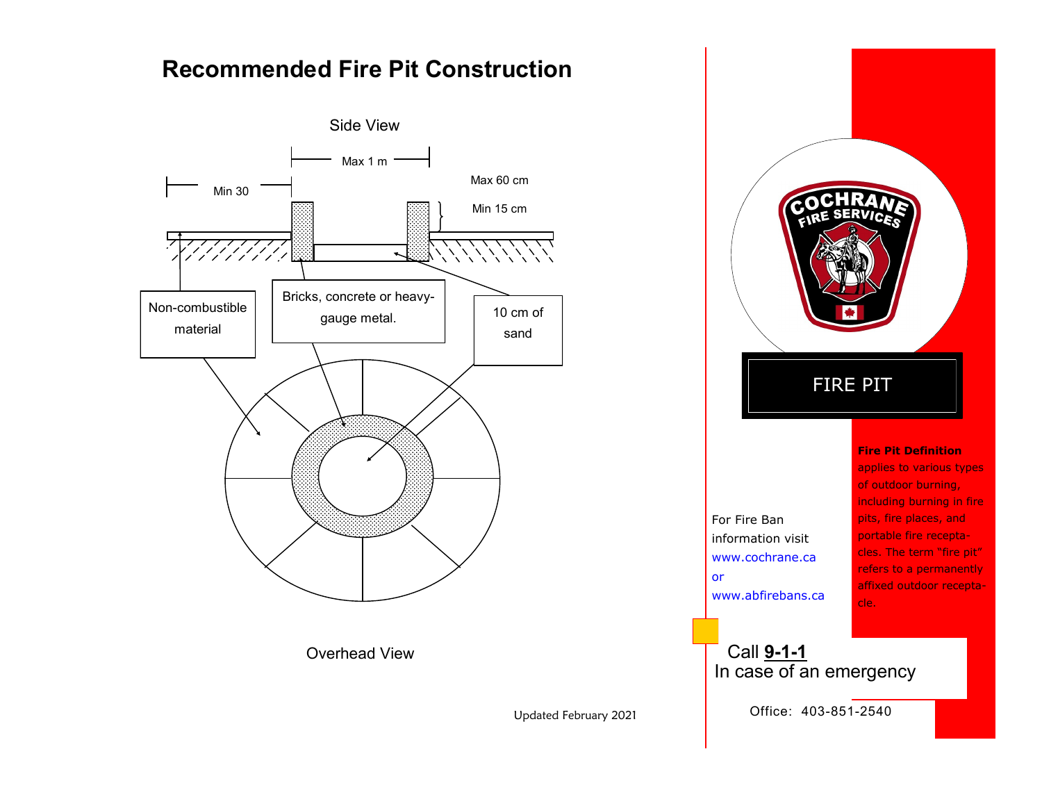# Recommended Fire Pit Construction

Side View

Max 1 m

Min 30

Max 60 cm

Min 15 cm

Non-combustible material

Bricks, concrete or heavy-gauge metal.

10 cm of sand

Overhead View

Updated February 2021

COCHRANE FIRE SERVICES

## FIRE PIT

**Fire Pit Definition** applies to various types of outdoor burning, including burning in fire pits, fire places, and portable fire receptacles. The term "fire pit" refers to a permanently affixed outdoor receptacle.

For Fire Ban information visit www.cochrane.ca or www.abfirebans.ca

Call **9-1-1**
In case of an emergency

Office: 403-851-2540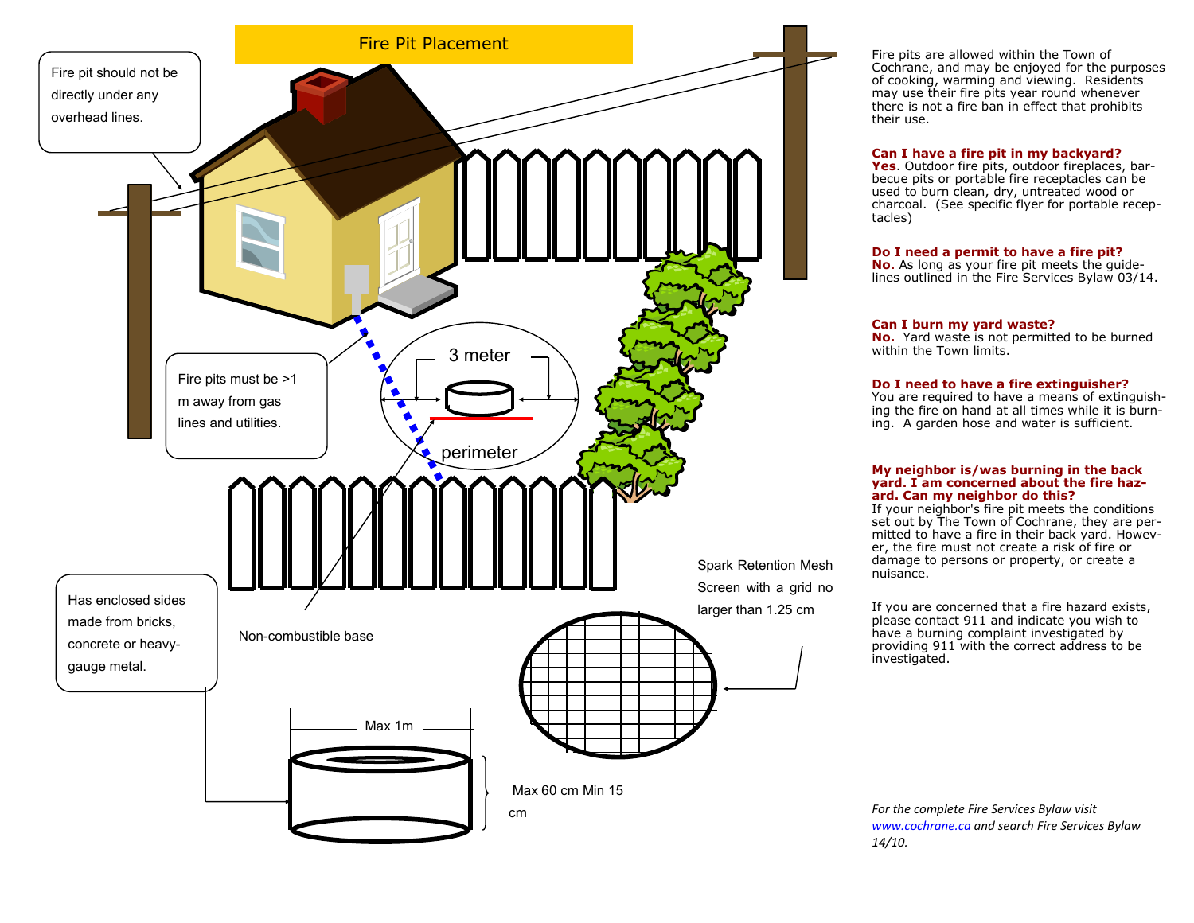# Fire Pit Placement

Fire pit should not be directly under any overhead lines.

3 meter

perimeter

Fire pits must be >1 m away from gas lines and utilities.

Has enclosed sides made from bricks, concrete or heavy-gauge metal.

Non-combustible base

Spark Retention Mesh Screen with a grid no larger than 1.25 cm

Max 1m

Max 60 cm Min 15 cm

Fire pits are allowed within the Town of Cochrane, and may be enjoyed for the purposes of cooking, warming and viewing. Residents may use their fire pits year round whenever there is not a fire ban in effect that prohibits their use.

**Can I have a fire pit in my backyard?**
**Yes**. Outdoor fire pits, outdoor fireplaces, barbecue pits or portable fire receptacles can be used to burn clean, dry, untreated wood or charcoal. (See specific flyer for portable receptacles)

**Do I need a permit to have a fire pit?**
**No.** As long as your fire pit meets the guidelines outlined in the Fire Services Bylaw 03/14.

**Can I burn my yard waste?**
**No.** Yard waste is not permitted to be burned within the Town limits.

**Do I need to have a fire extinguisher?**
You are required to have a means of extinguishing the fire on hand at all times while it is burning. A garden hose and water is sufficient.

**My neighbor is/was burning in the back yard. I am concerned about the fire hazard. Can my neighbor do this?**
If your neighbor's fire pit meets the conditions set out by The Town of Cochrane, they are permitted to have a fire in their back yard. However, the fire must not create a risk of fire or damage to persons or property, or create a nuisance.

If you are concerned that a fire hazard exists, please contact 911 and indicate you wish to have a burning complaint investigated by providing 911 with the correct address to be investigated.

*For the complete Fire Services Bylaw visit www.cochrane.ca and search Fire Services Bylaw 14/10.*